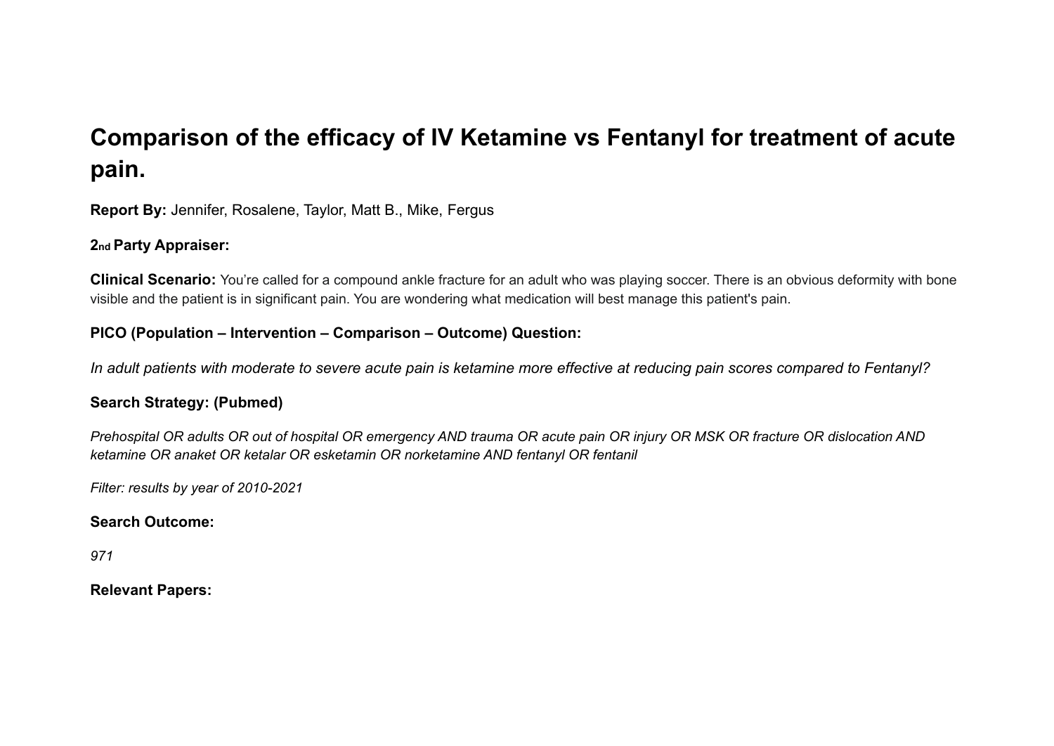# Comparison of the efficacy of IV Ketamine vs Fentanyl for treatment of acute pain.

**Report By:** Jennifer, Rosalene, Taylor, Matt B., Mike, Fergus

**2nd Party Appraiser:**

**Clinical Scenario:** You're called for a compound ankle fracture for an adult who was playing soccer. There is an obvious deformity with bone visible and the patient is in significant pain. You are wondering what medication will best manage this patient's pain.

**PICO (Population – Intervention – Comparison – Outcome) Question:**

*In adult patients with moderate to severe acute pain is ketamine more effective at reducing pain scores compared to Fentanyl?*

**Search Strategy: (Pubmed)**

*Prehospital OR adults OR out of hospital OR emergency AND trauma OR acute pain OR injury OR MSK OR fracture OR dislocation AND ketamine OR anaket OR ketalar OR esketamin OR norketamine AND fentanyl OR fentanil*

*Filter: results by year of 2010-2021*

**Search Outcome:**

*971*

**Relevant Papers:**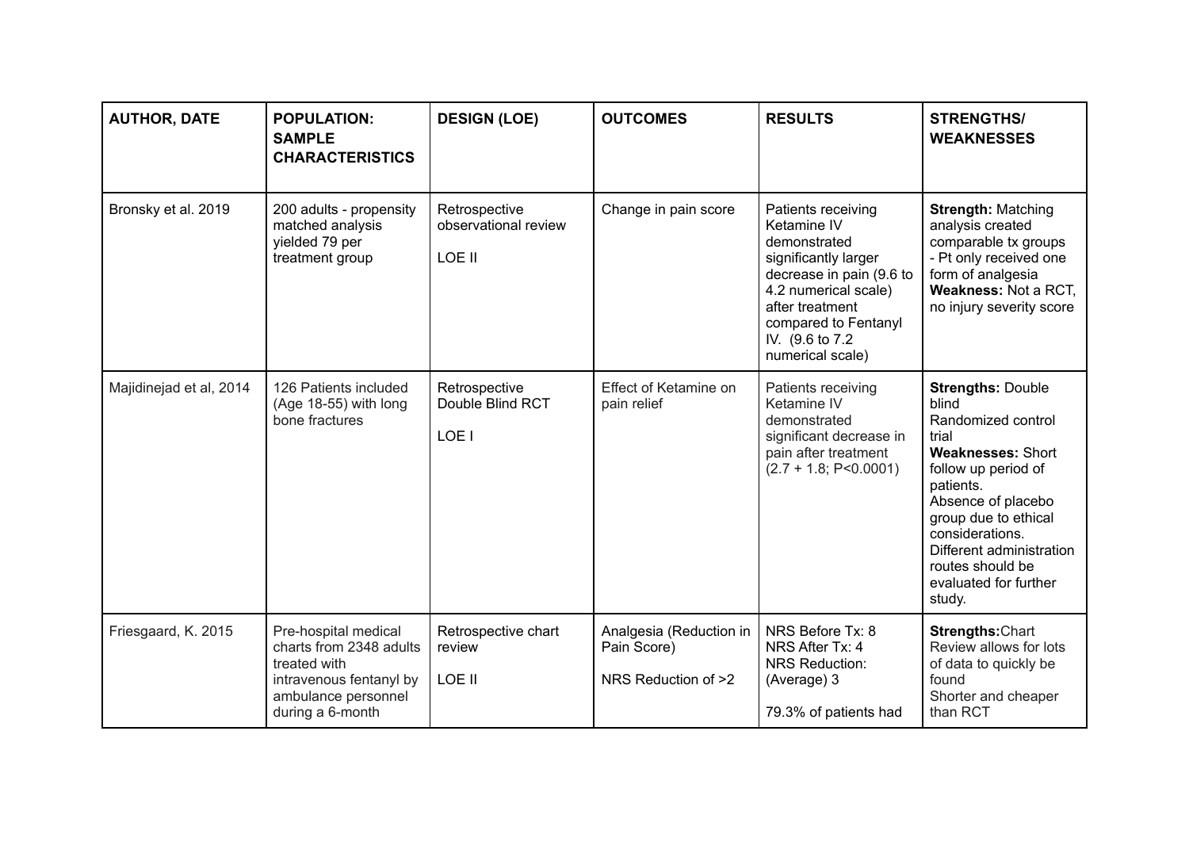| AUTHOR, DATE | POPULATION: SAMPLE CHARACTERISTICS | DESIGN (LOE) | OUTCOMES | RESULTS | STRENGTHS/ WEAKNESSES |
|---|---|---|---|---|---|
| Bronsky et al. 2019 | 200 adults - propensity matched analysis yielded 79 per treatment group | Retrospective observational review<br><br>LOE II | Change in pain score | Patients receiving Ketamine IV demonstrated significantly larger decrease in pain (9.6 to 4.2 numerical scale) after treatment compared to Fentanyl IV. (9.6 to 7.2 numerical scale) | **Strength:** Matching analysis created comparable tx groups - Pt only received one form of analgesia<br>**Weakness:** Not a RCT, no injury severity score |
| Majidinejad et al, 2014 | 126 Patients included (Age 18-55) with long bone fractures | Retrospective Double Blind RCT<br><br>LOE I | Effect of Ketamine on pain relief | Patients receiving Ketamine IV demonstrated significant decrease in pain after treatment (2.7 + 1.8; $P<0.0001$) | **Strengths:** Double blind Randomized control trial<br>**Weaknesses:** Short follow up period of patients.<br>Absence of placebo group due to ethical considerations.<br>Different administration routes should be evaluated for further study. |
| Friesgaard, K. 2015 | Pre-hospital medical charts from 2348 adults treated with intravenous fentanyl by ambulance personnel during a 6-month | Retrospective chart review<br><br>LOE II | Analgesia (Reduction in Pain Score)<br><br>NRS Reduction of >2 | NRS Before Tx: 8<br>NRS After Tx: 4<br>NRS Reduction: (Average) 3<br><br>79.3% of patients had | **Strengths:** Chart Review allows for lots of data to quickly be found<br>Shorter and cheaper than RCT |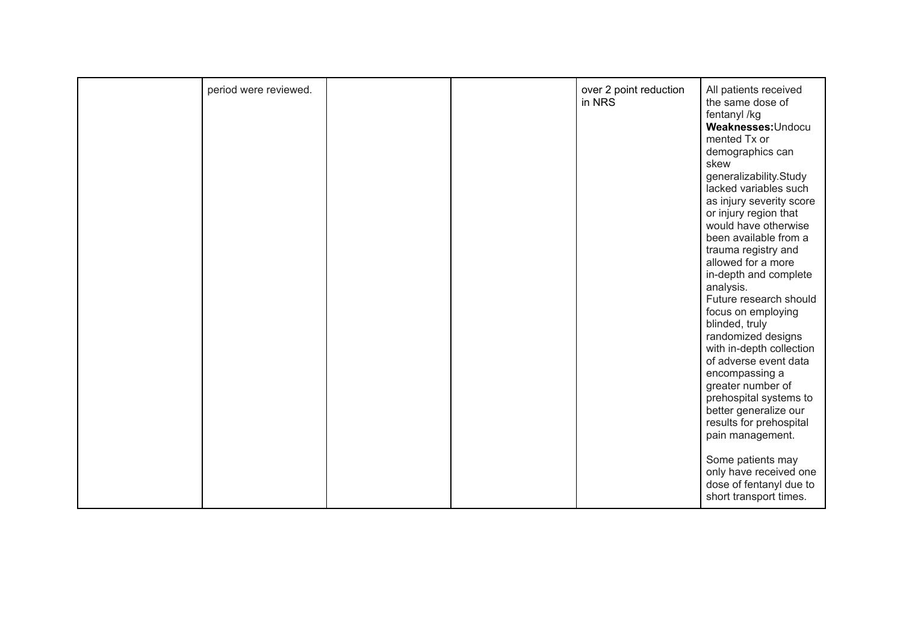|  |  |  |  |  |  |
|---|---|---|---|---|---|
|  | period were reviewed. |  |  | over 2 point reduction in NRS | All patients received the same dose of fentanyl /kg<br>**Weaknesses:**Undocumented Tx or demographics can skew generalizability.Study lacked variables such as injury severity score or injury region that would have otherwise been available from a trauma registry and allowed for a more in-depth and complete analysis.<br>Future research should focus on employing blinded, truly randomized designs with in-depth collection of adverse event data encompassing a greater number of prehospital systems to better generalize our results for prehospital pain management.<br><br>Some patients may only have received one dose of fentanyl due to short transport times. |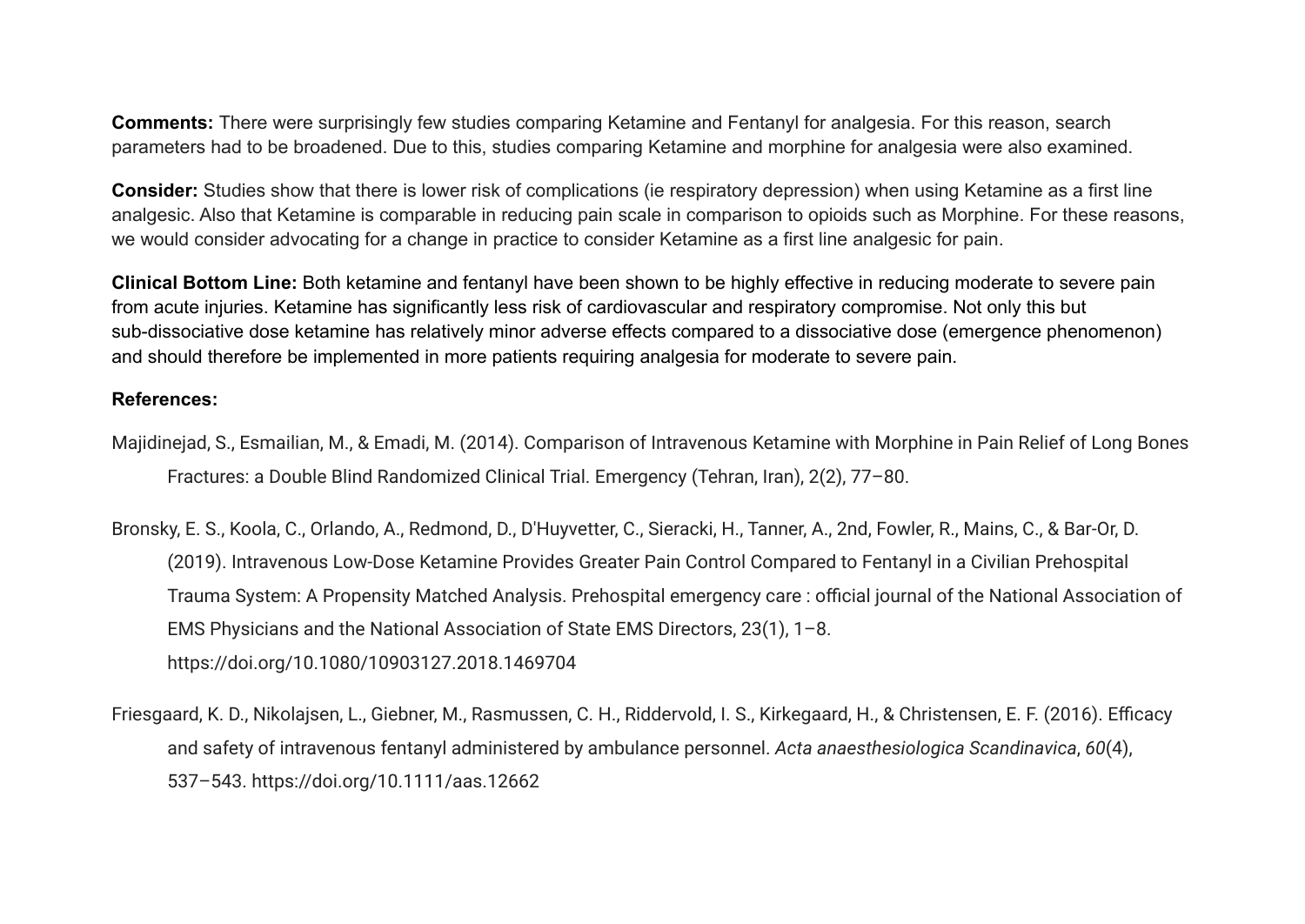**Comments:** There were surprisingly few studies comparing Ketamine and Fentanyl for analgesia. For this reason, search parameters had to be broadened. Due to this, studies comparing Ketamine and morphine for analgesia were also examined.

**Consider:** Studies show that there is lower risk of complications (ie respiratory depression) when using Ketamine as a first line analgesic. Also that Ketamine is comparable in reducing pain scale in comparison to opioids such as Morphine. For these reasons, we would consider advocating for a change in practice to consider Ketamine as a first line analgesic for pain.

**Clinical Bottom Line:** Both ketamine and fentanyl have been shown to be highly effective in reducing moderate to severe pain from acute injuries. Ketamine has significantly less risk of cardiovascular and respiratory compromise. Not only this but sub-dissociative dose ketamine has relatively minor adverse effects compared to a dissociative dose (emergence phenomenon) and should therefore be implemented in more patients requiring analgesia for moderate to severe pain.

**References:**

Majidinejad, S., Esmailian, M., & Emadi, M. (2014). Comparison of Intravenous Ketamine with Morphine in Pain Relief of Long Bones Fractures: a Double Blind Randomized Clinical Trial. Emergency (Tehran, Iran), 2(2), 77–80.

Bronsky, E. S., Koola, C., Orlando, A., Redmond, D., D'Huyvetter, C., Sieracki, H., Tanner, A., 2nd, Fowler, R., Mains, C., & Bar-Or, D. (2019). Intravenous Low-Dose Ketamine Provides Greater Pain Control Compared to Fentanyl in a Civilian Prehospital Trauma System: A Propensity Matched Analysis. Prehospital emergency care : official journal of the National Association of EMS Physicians and the National Association of State EMS Directors, 23(1), 1–8. https://doi.org/10.1080/10903127.2018.1469704

Friesgaard, K. D., Nikolajsen, L., Giebner, M., Rasmussen, C. H., Riddervold, I. S., Kirkegaard, H., & Christensen, E. F. (2016). Efficacy and safety of intravenous fentanyl administered by ambulance personnel. *Acta anaesthesiologica Scandinavica*, *60*(4), 537–543. https://doi.org/10.1111/aas.12662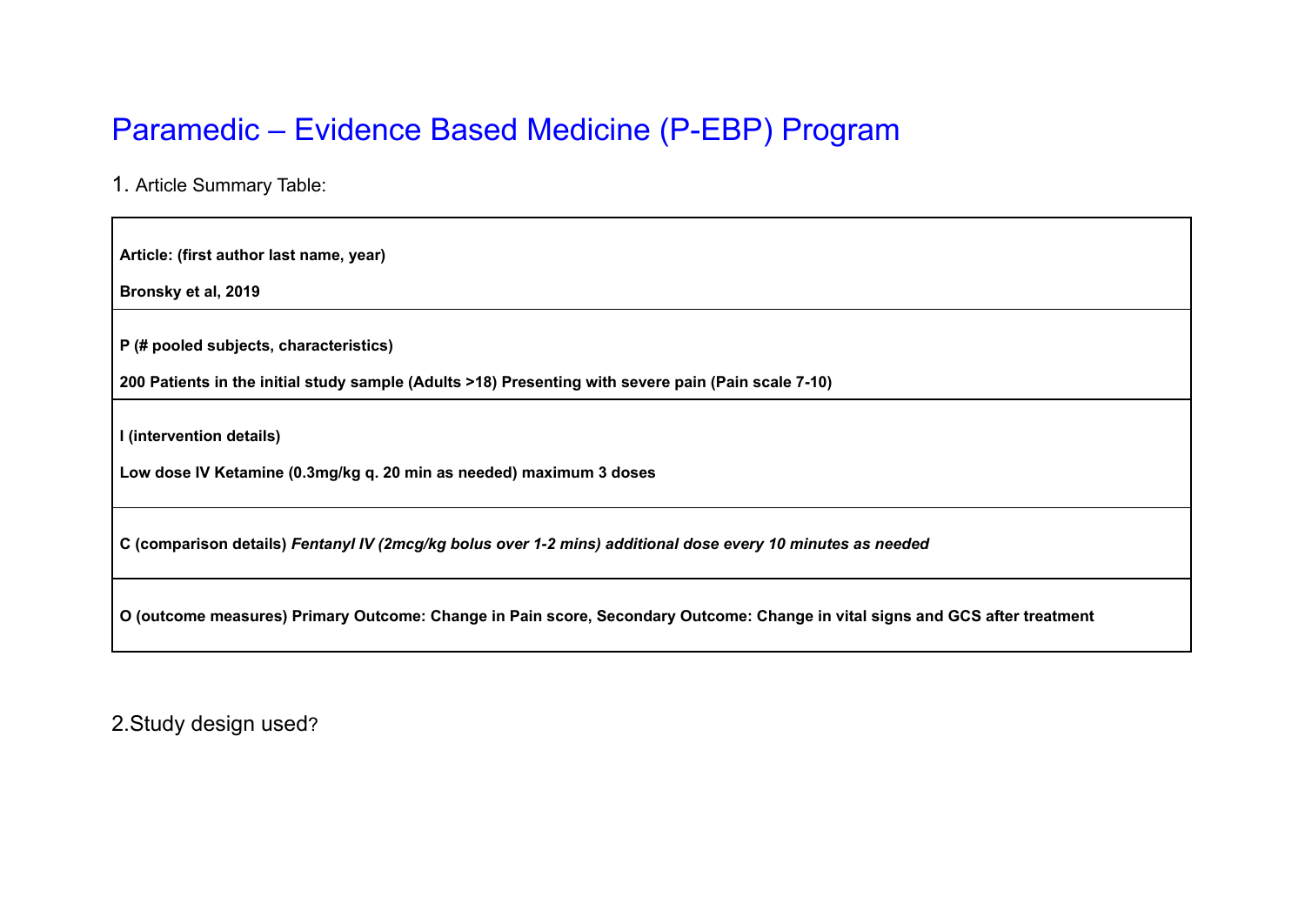# Paramedic – Evidence Based Medicine (P-EBP) Program

1. Article Summary Table:

| |
|---|
| **Article: (first author last name, year)**<br><br>**Bronsky et al, 2019** |
| **P (# pooled subjects, characteristics)**<br><br>**200 Patients in the initial study sample (Adults >18) Presenting with severe pain (Pain scale 7-10)** |
| **I (intervention details)**<br><br>**Low dose IV Ketamine (0.3mg/kg q. 20 min as needed) maximum 3 doses** |
| **C (comparison details)** ***Fentanyl IV (2mcg/kg bolus over 1-2 mins) additional dose every 10 minutes as needed*** |
| **O (outcome measures) Primary Outcome: Change in Pain score, Secondary Outcome: Change in vital signs and GCS after treatment** |

2.Study design used?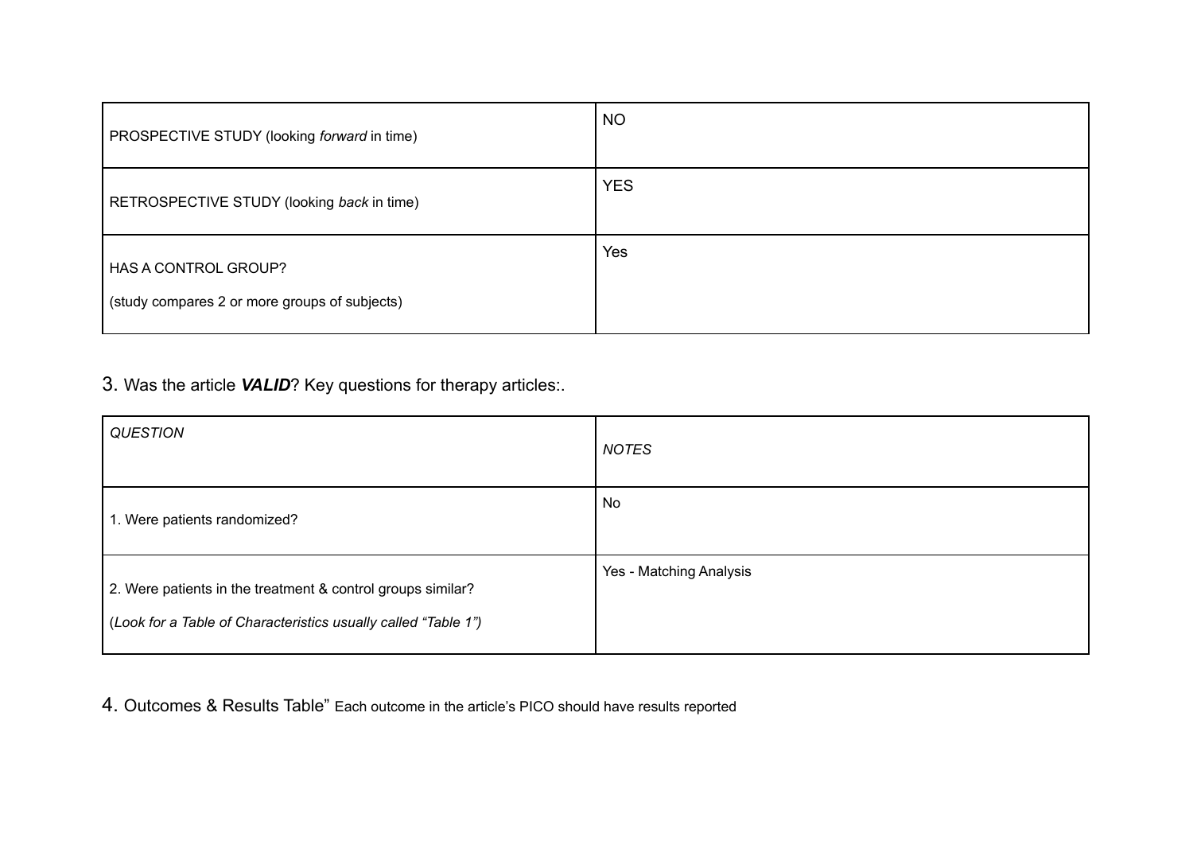| | |
|---|---|
| PROSPECTIVE STUDY (looking *forward* in time) | NO |
| RETROSPECTIVE STUDY (looking *back* in time) | YES |
| HAS A CONTROL GROUP?<br><br>(study compares 2 or more groups of subjects) | Yes |

3. Was the article ***VALID***? Key questions for therapy articles:.

| *QUESTION* | *NOTES* |
|---|---|
| 1. Were patients randomized? | No |
| 2. Were patients in the treatment & control groups similar?<br><br>(*Look for a Table of Characteristics usually called "Table 1")* | Yes - Matching Analysis |

4. Outcomes & Results Table" Each outcome in the article's PICO should have results reported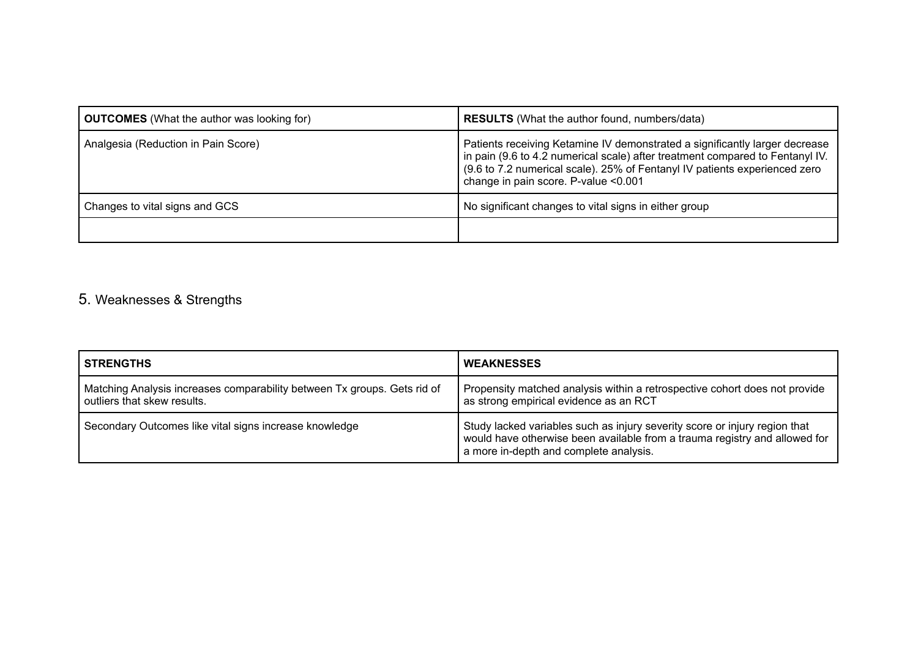| **OUTCOMES** (What the author was looking for) | **RESULTS** (What the author found, numbers/data) |
|---|---|
| Analgesia (Reduction in Pain Score) | Patients receiving Ketamine IV demonstrated a significantly larger decrease in pain (9.6 to 4.2 numerical scale) after treatment compared to Fentanyl IV. (9.6 to 7.2 numerical scale). 25% of Fentanyl IV patients experienced zero change in pain score. P-value <0.001 |
| Changes to vital signs and GCS | No significant changes to vital signs in either group |
| | |

## 5. Weaknesses & Strengths

| **STRENGTHS** | **WEAKNESSES** |
|---|---|
| Matching Analysis increases comparability between Tx groups. Gets rid of outliers that skew results. | Propensity matched analysis within a retrospective cohort does not provide as strong empirical evidence as an RCT |
| Secondary Outcomes like vital signs increase knowledge | Study lacked variables such as injury severity score or injury region that would have otherwise been available from a trauma registry and allowed for a more in-depth and complete analysis. |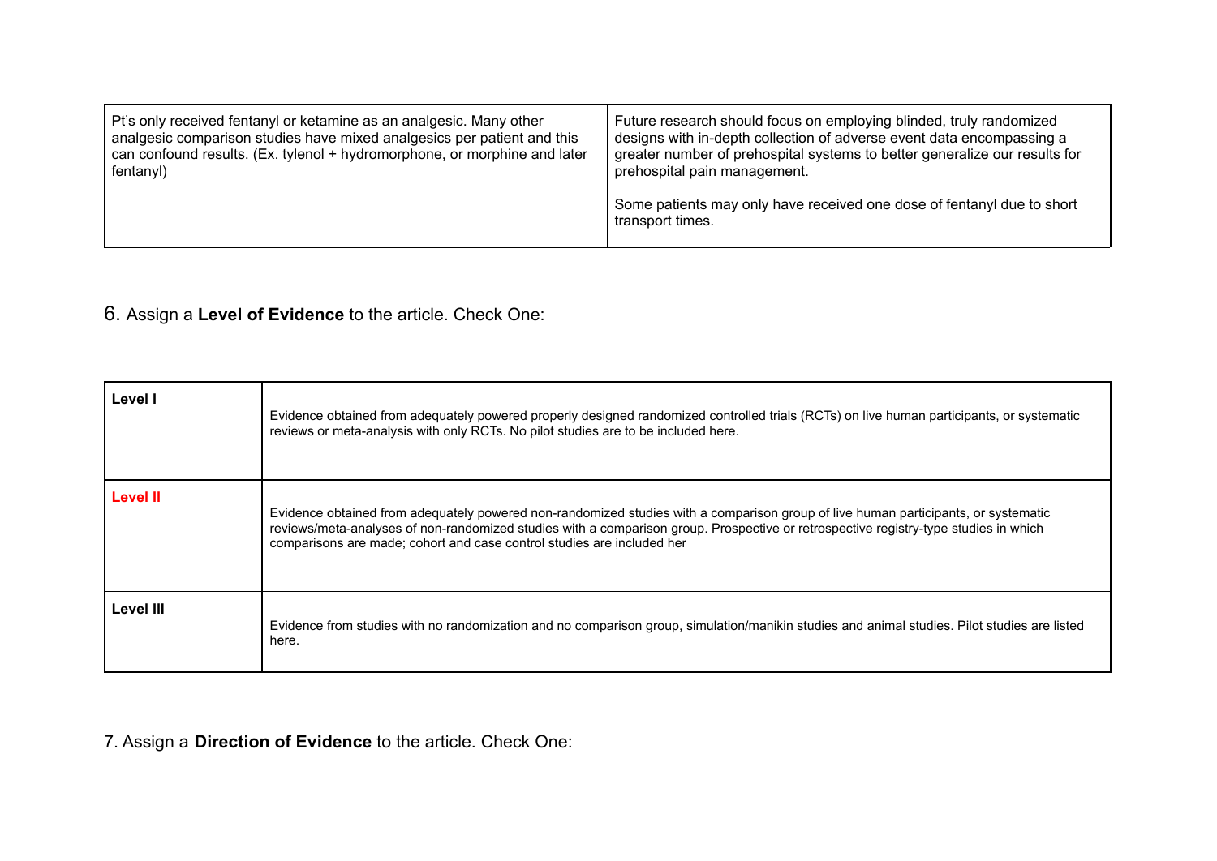| | |
|---|---|
| Pt's only received fentanyl or ketamine as an analgesic. Many other analgesic comparison studies have mixed analgesics per patient and this can confound results. (Ex. tylenol + hydromorphone, or morphine and later fentanyl) | Future research should focus on employing blinded, truly randomized designs with in-depth collection of adverse event data encompassing a greater number of prehospital systems to better generalize our results for prehospital pain management.<br><br>Some patients may only have received one dose of fentanyl due to short transport times. |

6. Assign a **Level of Evidence** to the article. Check One:

| | |
|---|---|
| **Level I** | Evidence obtained from adequately powered properly designed randomized controlled trials (RCTs) on live human participants, or systematic reviews or meta-analysis with only RCTs. No pilot studies are to be included here. |
| **Level II** | Evidence obtained from adequately powered non-randomized studies with a comparison group of live human participants, or systematic reviews/meta-analyses of non-randomized studies with a comparison group. Prospective or retrospective registry-type studies in which comparisons are made; cohort and case control studies are included her |
| **Level III** | Evidence from studies with no randomization and no comparison group, simulation/manikin studies and animal studies. Pilot studies are listed here. |

7. Assign a **Direction of Evidence** to the article. Check One: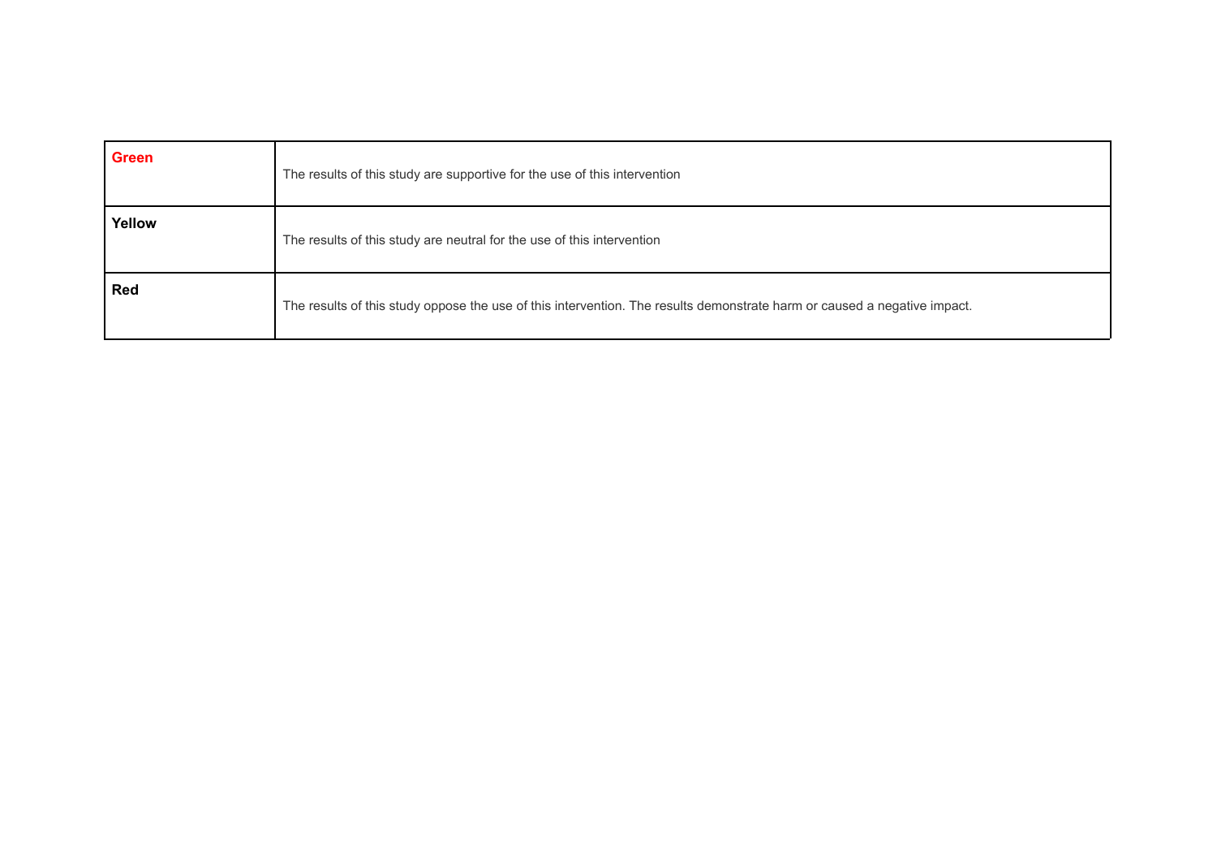| **Green** | The results of this study are supportive for the use of this intervention |
|---|---|
| **Yellow** | The results of this study are neutral for the use of this intervention |
| **Red** | The results of this study oppose the use of this intervention. The results demonstrate harm or caused a negative impact. |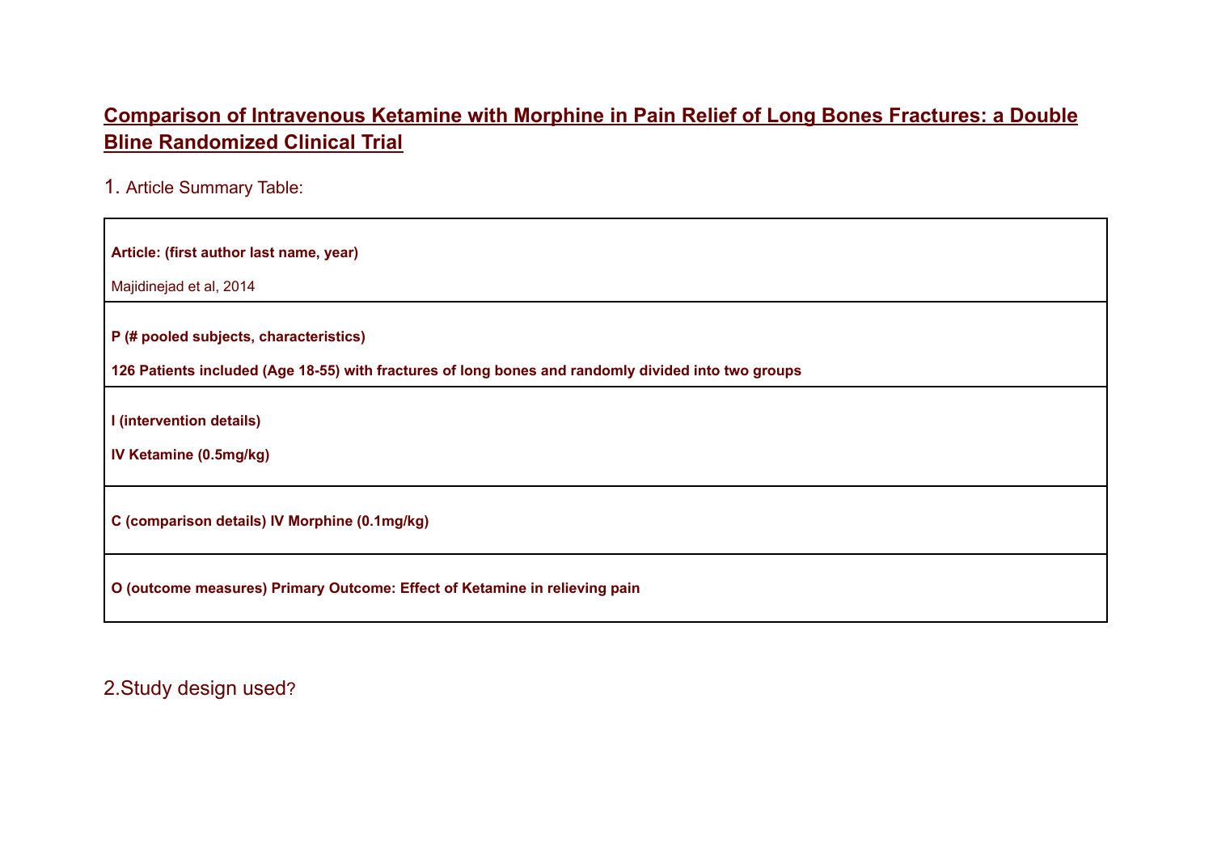## **Comparison of Intravenous Ketamine with Morphine in Pain Relief of Long Bones Fractures: a Double Bline Randomized Clinical Trial**

1. Article Summary Table:

| **Article: (first author last name, year)**<br><br>Majidinejad et al, 2014 |
|---|
| **P (# pooled subjects, characteristics)**<br><br>**126 Patients included (Age 18-55) with fractures of long bones and randomly divided into two groups** |
| **I (intervention details)**<br><br>**IV Ketamine (0.5mg/kg)** |
| **C (comparison details) IV Morphine (0.1mg/kg)** |
| **O (outcome measures) Primary Outcome: Effect of Ketamine in relieving pain** |

2.Study design used?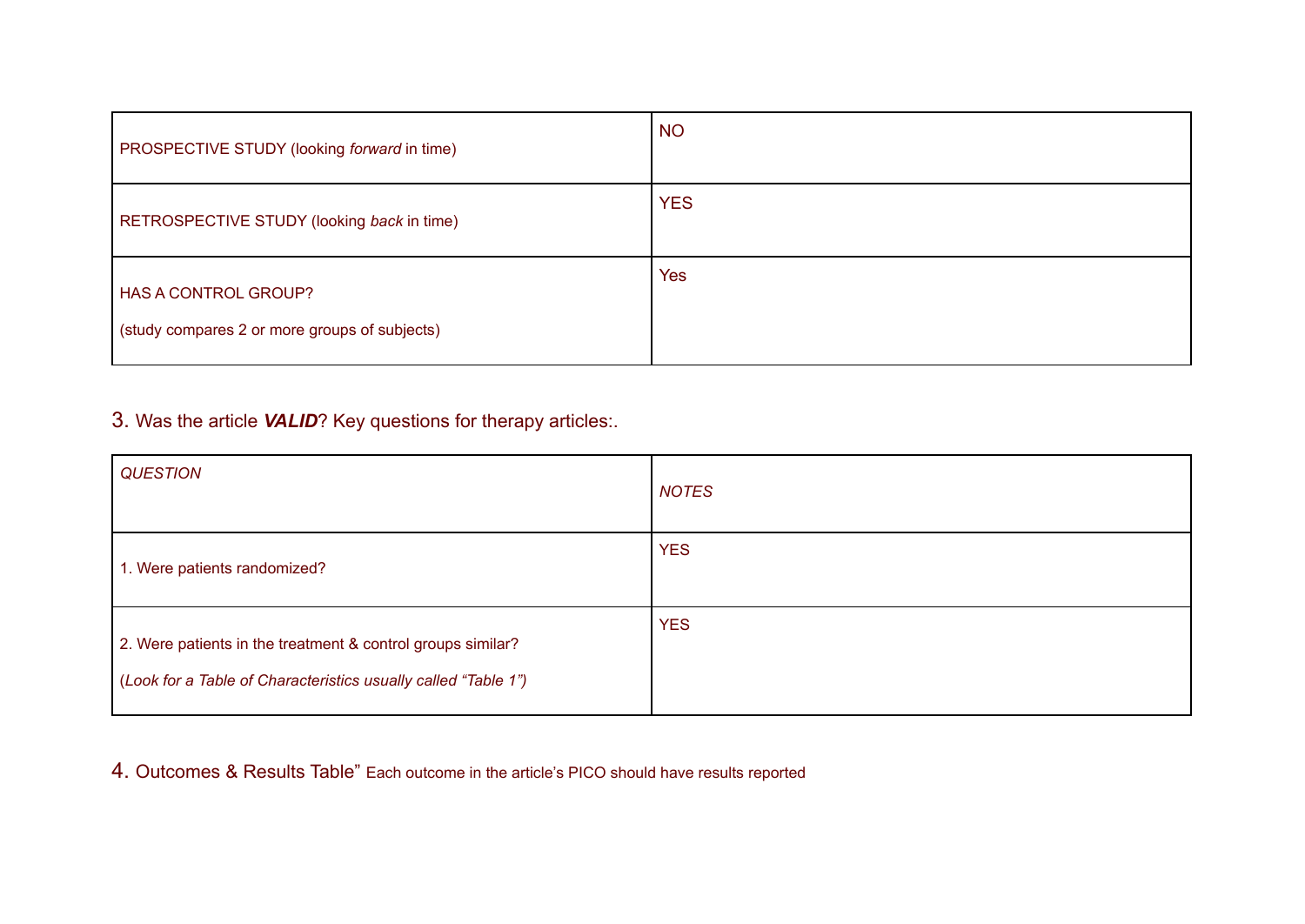| PROSPECTIVE STUDY (looking *forward* in time) | NO |
|---|---|
| RETROSPECTIVE STUDY (looking *back* in time) | YES |
| HAS A CONTROL GROUP?<br><br>(study compares 2 or more groups of subjects) | Yes |

3. Was the article ***VALID***? Key questions for therapy articles:.

| *QUESTION* | *NOTES* |
|---|---|
| 1. Were patients randomized? | YES |
| 2. Were patients in the treatment & control groups similar?<br><br>(*Look for a Table of Characteristics usually called "Table 1")* | YES |

4. Outcomes & Results Table" Each outcome in the article's PICO should have results reported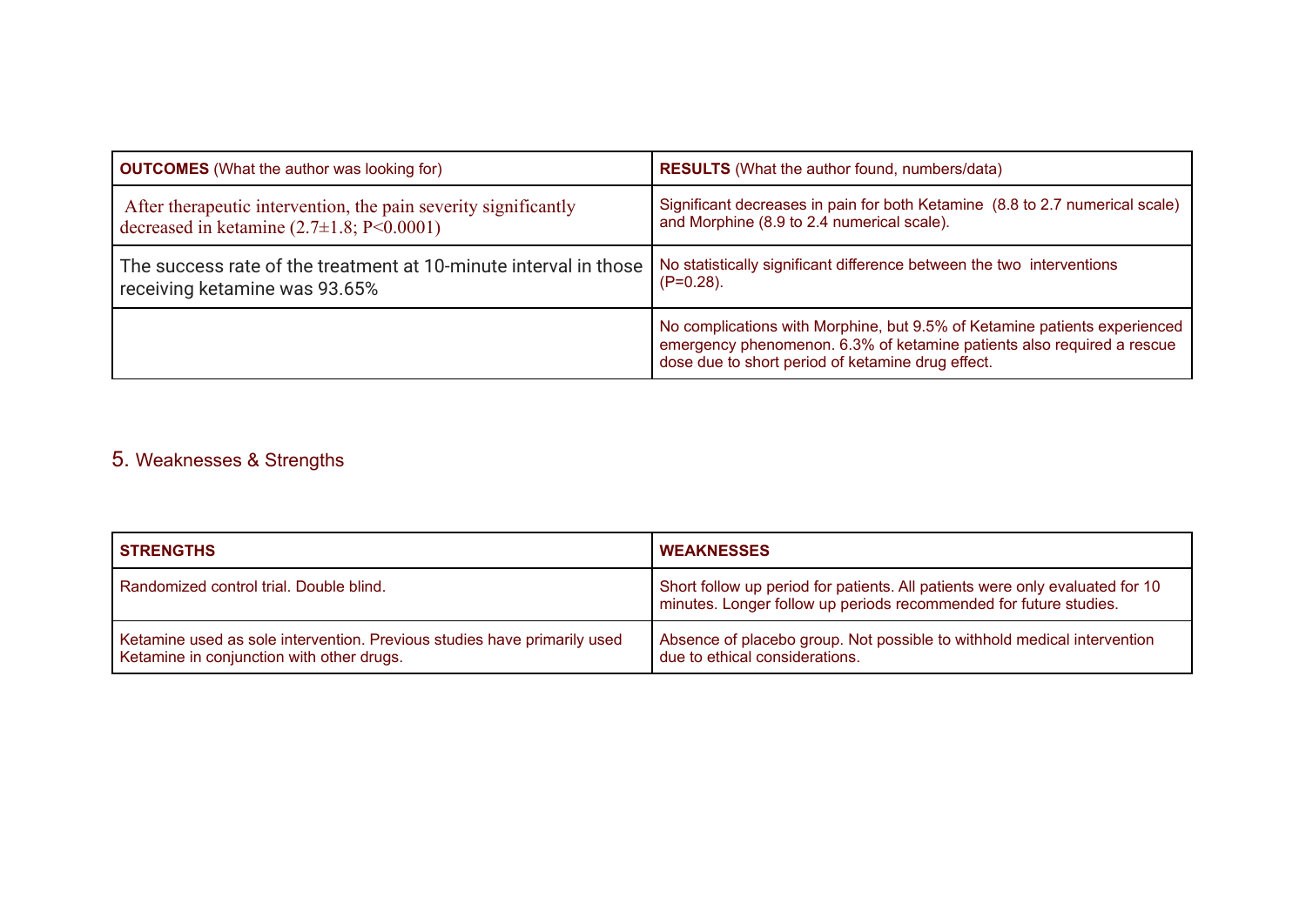| **OUTCOMES** (What the author was looking for) | **RESULTS** (What the author found, numbers/data) |
|---|---|
| After therapeutic intervention, the pain severity significantly decreased in ketamine (2.7±1.8; P<0.0001) | Significant decreases in pain for both Ketamine (8.8 to 2.7 numerical scale) and Morphine (8.9 to 2.4 numerical scale). |
| The success rate of the treatment at 10-minute interval in those receiving ketamine was 93.65% | No statistically significant difference between the two interventions (P=0.28). |
| | No complications with Morphine, but 9.5% of Ketamine patients experienced emergency phenomenon. 6.3% of ketamine patients also required a rescue dose due to short period of ketamine drug effect. |

## 5. Weaknesses & Strengths

| **STRENGTHS** | **WEAKNESSES** |
|---|---|
| Randomized control trial. Double blind. | Short follow up period for patients. All patients were only evaluated for 10 minutes. Longer follow up periods recommended for future studies. |
| Ketamine used as sole intervention. Previous studies have primarily used Ketamine in conjunction with other drugs. | Absence of placebo group. Not possible to withhold medical intervention due to ethical considerations. |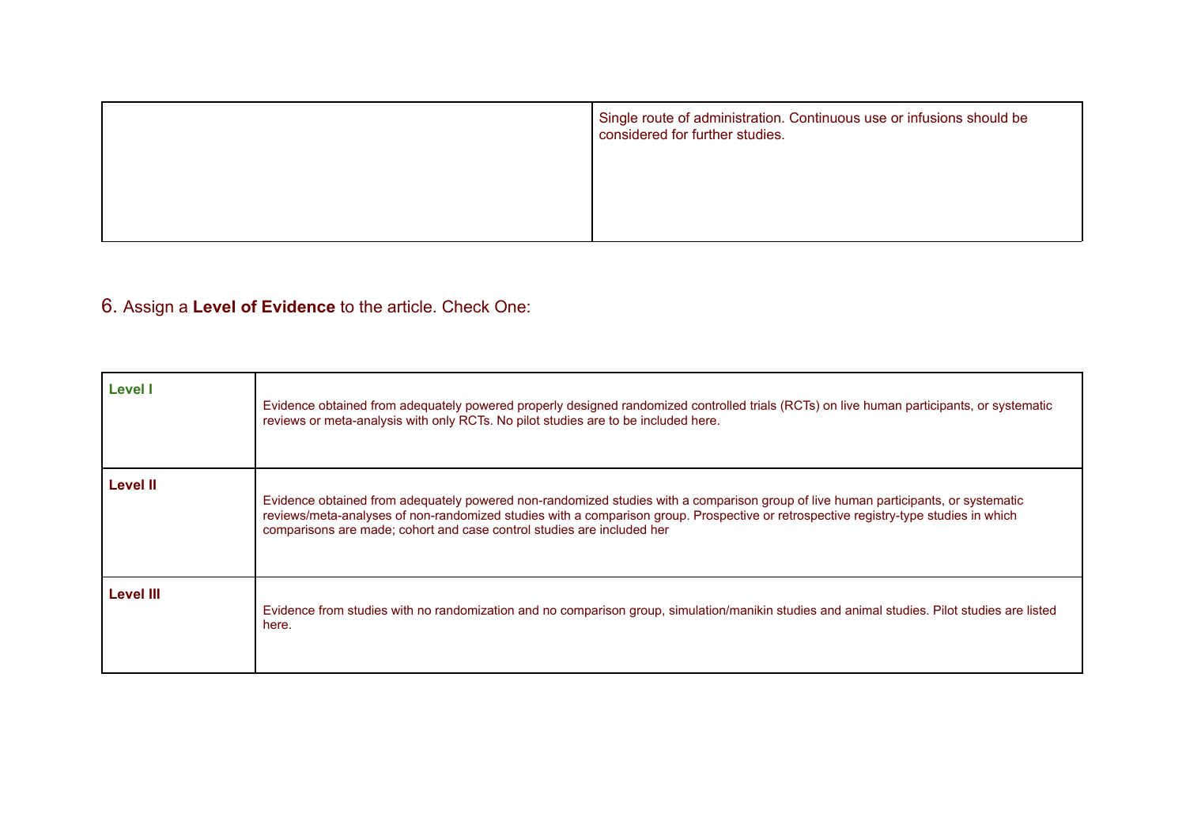| | |
|---|---|
| | Single route of administration. Continuous use or infusions should be considered for further studies. |

6. Assign a **Level of Evidence** to the article. Check One:

| | |
|---|---|
| **Level I** | Evidence obtained from adequately powered properly designed randomized controlled trials (RCTs) on live human participants, or systematic reviews or meta-analysis with only RCTs. No pilot studies are to be included here. |
| **Level II** | Evidence obtained from adequately powered non-randomized studies with a comparison group of live human participants, or systematic reviews/meta-analyses of non-randomized studies with a comparison group. Prospective or retrospective registry-type studies in which comparisons are made; cohort and case control studies are included her |
| **Level III** | Evidence from studies with no randomization and no comparison group, simulation/manikin studies and animal studies. Pilot studies are listed here. |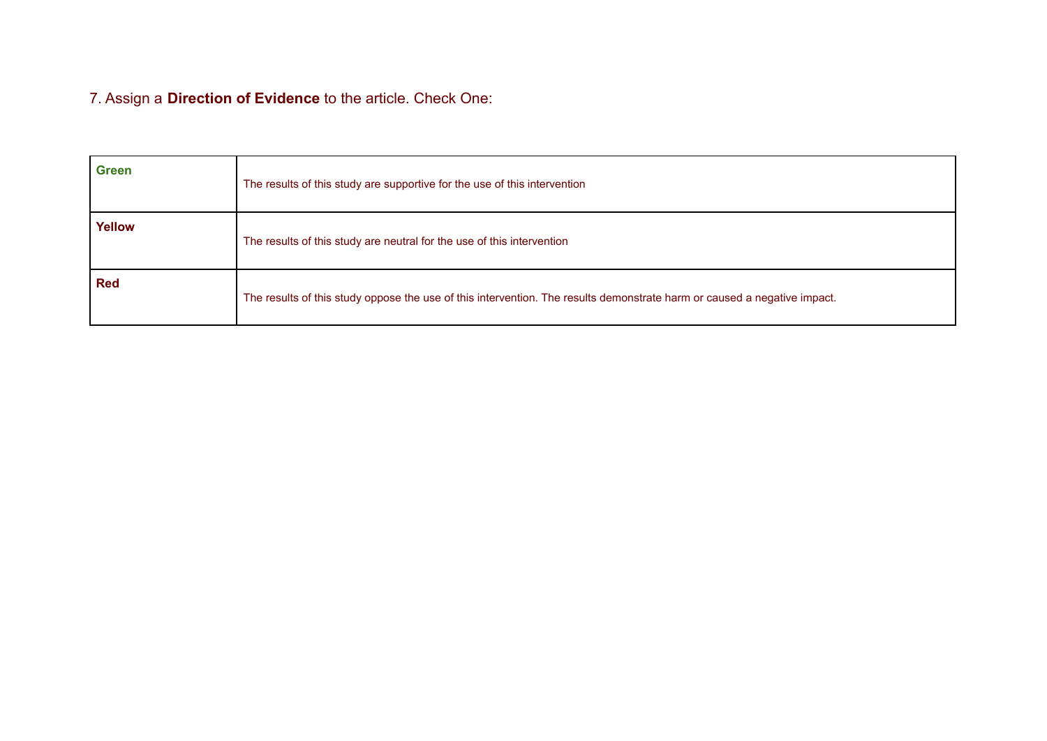7. Assign a **Direction of Evidence** to the article. Check One:

| | |
|---|---|
| **Green** | The results of this study are supportive for the use of this intervention |
| **Yellow** | The results of this study are neutral for the use of this intervention |
| **Red** | The results of this study oppose the use of this intervention. The results demonstrate harm or caused a negative impact. |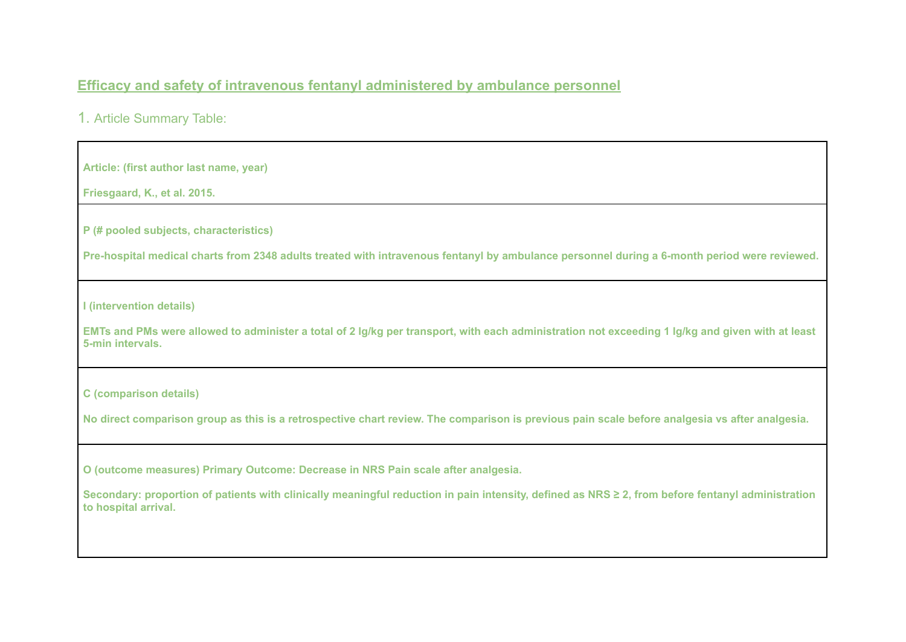## Efficacy and safety of intravenous fentanyl administered by ambulance personnel

1. Article Summary Table:

| **Article: (first author last name, year)**<br><br>**Friesgaard, K., et al. 2015.** |
|---|
| **P (# pooled subjects, characteristics)**<br><br>**Pre-hospital medical charts from 2348 adults treated with intravenous fentanyl by ambulance personnel during a 6-month period were reviewed.** |
| **I (intervention details)**<br><br>**EMTs and PMs were allowed to administer a total of 2 lg/kg per transport, with each administration not exceeding 1 lg/kg and given with at least 5-min intervals.** |
| **C (comparison details)**<br><br>**No direct comparison group as this is a retrospective chart review. The comparison is previous pain scale before analgesia vs after analgesia.** |
| **O (outcome measures) Primary Outcome: Decrease in NRS Pain scale after analgesia.**<br><br>**Secondary: proportion of patients with clinically meaningful reduction in pain intensity, defined as NRS ≥ 2, from before fentanyl administration to hospital arrival.** |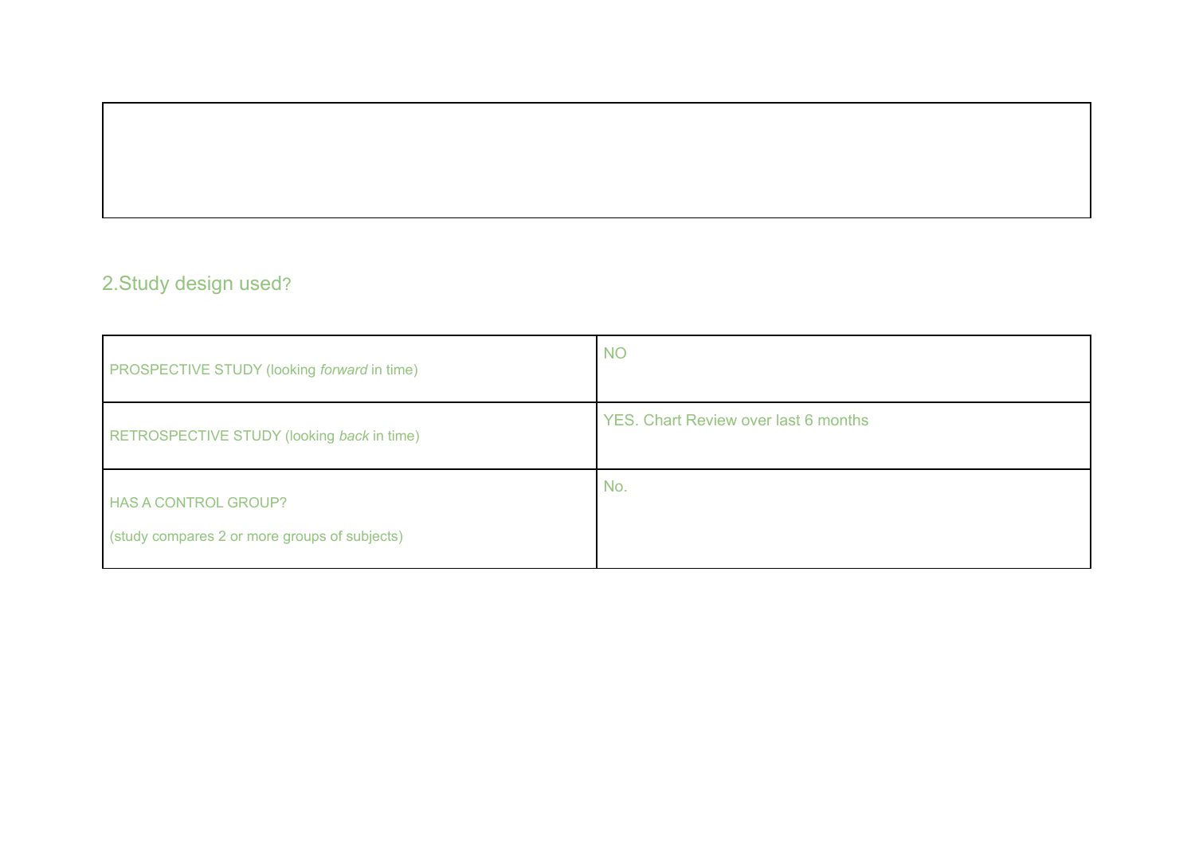## 2.Study design used?

| PROSPECTIVE STUDY (looking *forward* in time) | NO |
|---|---|
| RETROSPECTIVE STUDY (looking *back* in time) | YES. Chart Review over last 6 months |
| HAS A CONTROL GROUP?<br><br>(study compares 2 or more groups of subjects) | No. |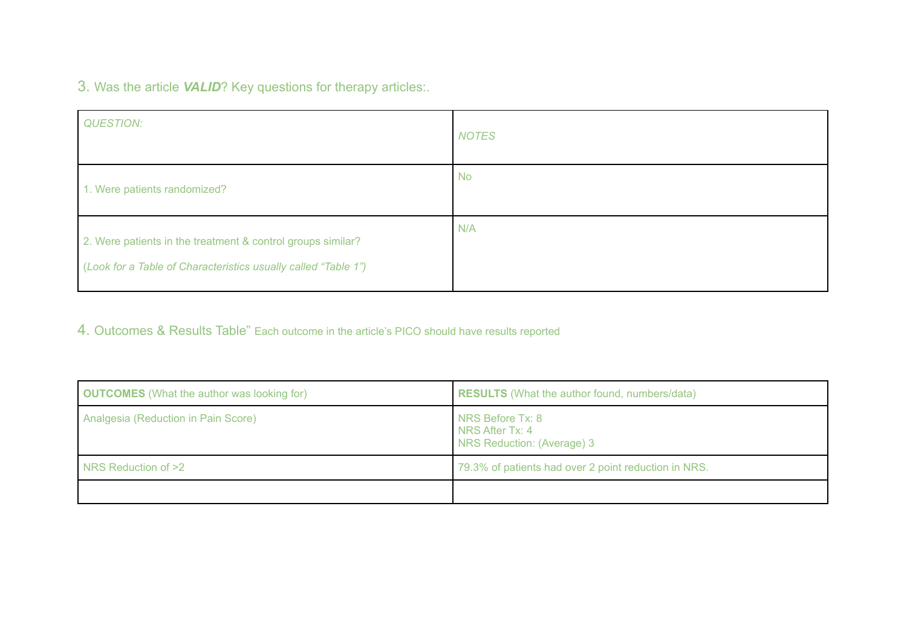## 3. Was the article ***VALID***? Key questions for therapy articles:.

| *QUESTION:* | *NOTES* |
|---|---|
| 1. Were patients randomized? | No |
| 2. Were patients in the treatment & control groups similar?<br><br>(*Look for a Table of Characteristics usually called "Table 1")* | N/A |

## 4. Outcomes & Results Table" Each outcome in the article's PICO should have results reported

| **OUTCOMES** (What the author was looking for) | **RESULTS** (What the author found, numbers/data) |
|---|---|
| Analgesia (Reduction in Pain Score) | NRS Before Tx: 8<br>NRS After Tx: 4<br>NRS Reduction: (Average) 3 |
| NRS Reduction of >2 | 79.3% of patients had over 2 point reduction in NRS. |
| | |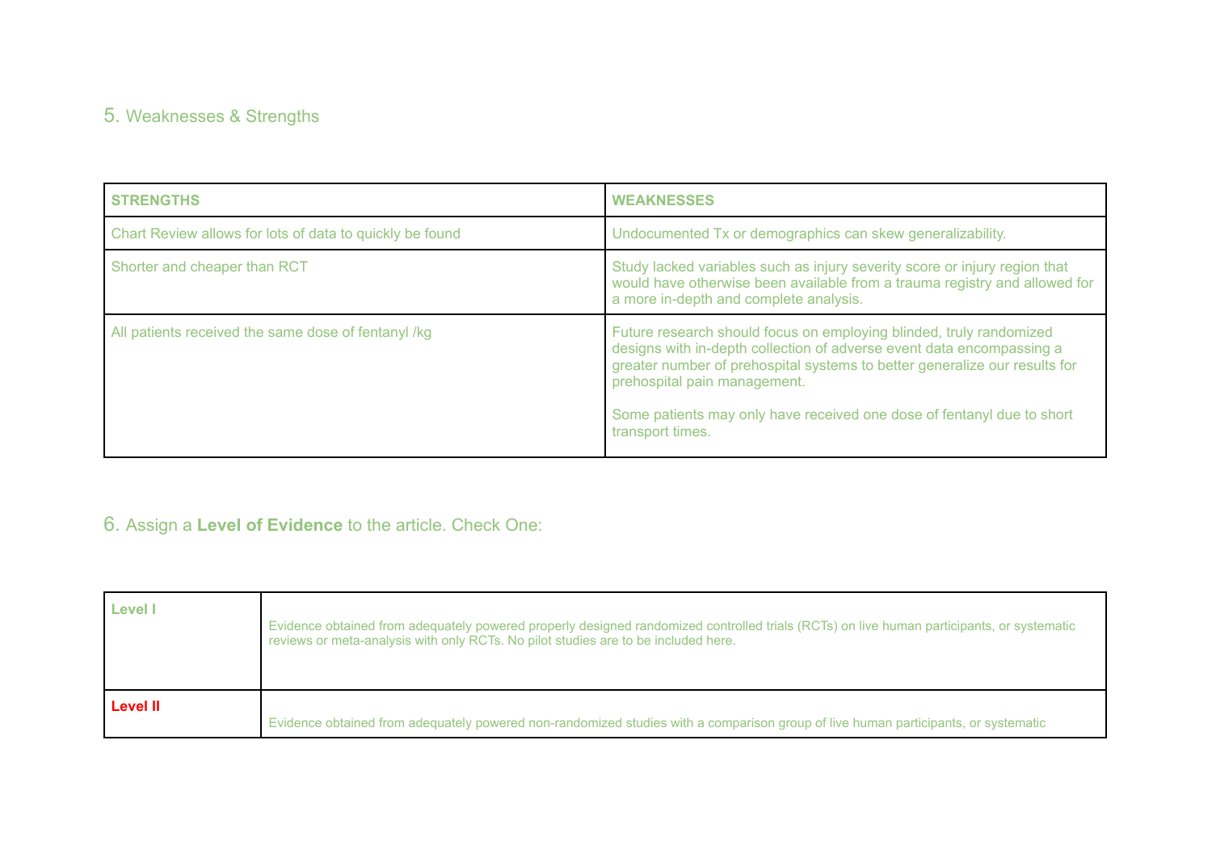## 5. Weaknesses & Strengths

| STRENGTHS | WEAKNESSES |
|---|---|
| Chart Review allows for lots of data to quickly be found | Undocumented Tx or demographics can skew generalizability. |
| Shorter and cheaper than RCT | Study lacked variables such as injury severity score or injury region that would have otherwise been available from a trauma registry and allowed for a more in-depth and complete analysis. |
| All patients received the same dose of fentanyl /kg | Future research should focus on employing blinded, truly randomized designs with in-depth collection of adverse event data encompassing a greater number of prehospital systems to better generalize our results for prehospital pain management.<br><br>Some patients may only have received one dose of fentanyl due to short transport times. |

## 6. Assign a **Level of Evidence** to the article. Check One:

| | |
|---|---|
| **Level I** | Evidence obtained from adequately powered properly designed randomized controlled trials (RCTs) on live human participants, or systematic reviews or meta-analysis with only RCTs. No pilot studies are to be included here. |
| **Level II** | Evidence obtained from adequately powered non-randomized studies with a comparison group of live human participants, or systematic |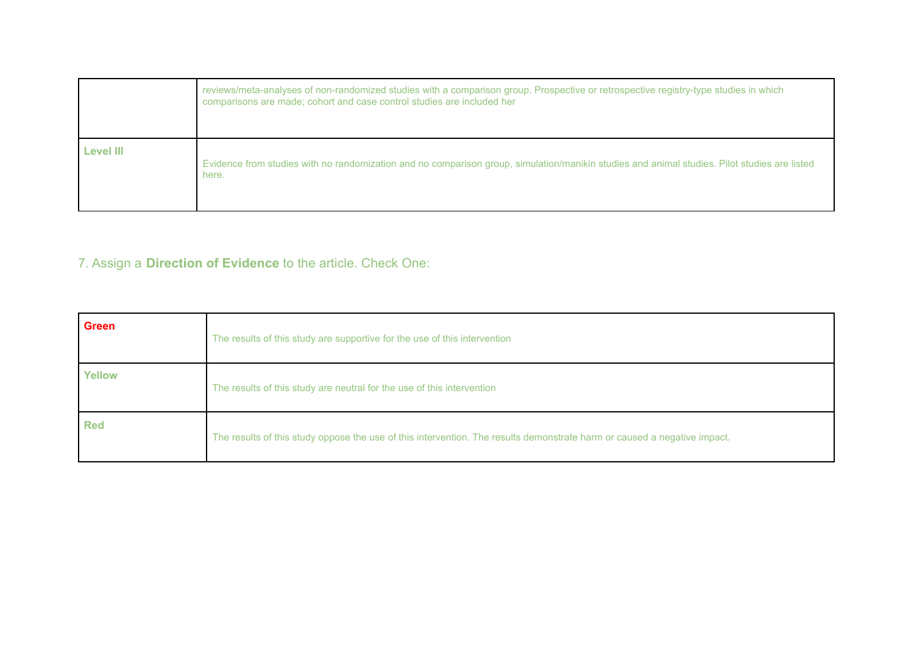| | |
|---|---|
| | reviews/meta-analyses of non-randomized studies with a comparison group. Prospective or retrospective registry-type studies in which comparisons are made; cohort and case control studies are included her |
| **Level III** | Evidence from studies with no randomization and no comparison group, simulation/manikin studies and animal studies. Pilot studies are listed here. |

7. Assign a **Direction of Evidence** to the article. Check One:

| | |
|---|---|
| **Green** | The results of this study are supportive for the use of this intervention |
| **Yellow** | The results of this study are neutral for the use of this intervention |
| **Red** | The results of this study oppose the use of this intervention. The results demonstrate harm or caused a negative impact. |